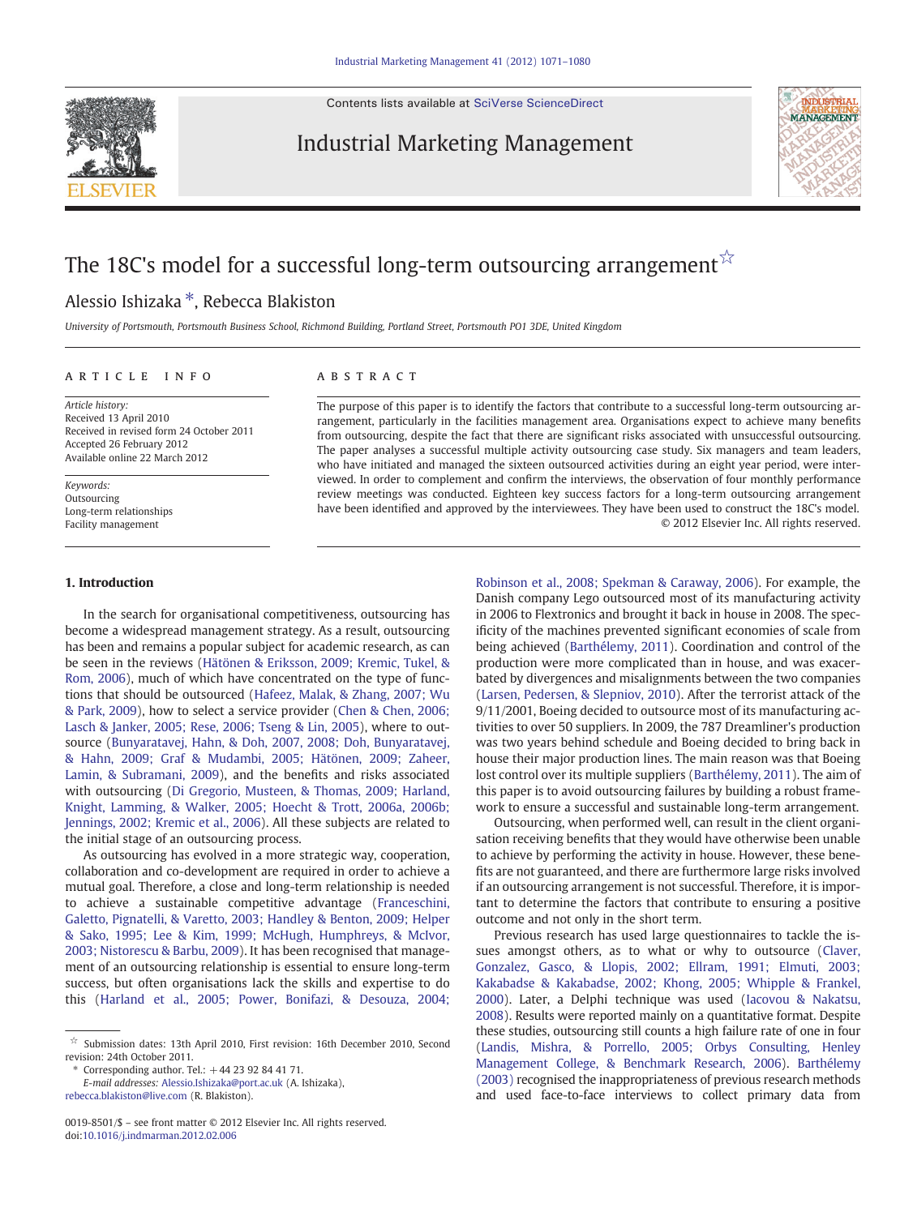# The 18C's model for a successful long-term outsourcing arrangement ☆

Alessio Ishizaka *, Rebecca Blakiston

*University of Portsmouth, Portsmouth Business School, Richmond Building, Portland Street, Portsmouth PO1 3DE, United Kingdom*

## ARTICLE INFO

*Article history:*
Received 13 April 2010
Received in revised form 24 October 2011
Accepted 26 February 2012
Available online 22 March 2012

*Keywords:*
Outsourcing
Long-term relationships
Facility management

## ABSTRACT

The purpose of this paper is to identify the factors that contribute to a successful long-term outsourcing arrangement, particularly in the facilities management area. Organisations expect to achieve many benefits from outsourcing, despite the fact that there are significant risks associated with unsuccessful outsourcing. The paper analyses a successful multiple activity outsourcing case study. Six managers and team leaders, who have initiated and managed the sixteen outsourced activities during an eight year period, were interviewed. In order to complement and confirm the interviews, the observation of four monthly performance review meetings was conducted. Eighteen key success factors for a long-term outsourcing arrangement have been identified and approved by the interviewees. They have been used to construct the 18C's model.

© 2012 Elsevier Inc. All rights reserved.

## 1. Introduction

In the search for organisational competitiveness, outsourcing has become a widespread management strategy. As a result, outsourcing has been and remains a popular subject for academic research, as can be seen in the reviews (Hätönen & Eriksson, 2009; Kremic, Tukel, & Rom, 2006), much of which have concentrated on the type of functions that should be outsourced (Hafeez, Malak, & Zhang, 2007; Wu & Park, 2009), how to select a service provider (Chen & Chen, 2006; Lasch & Janker, 2005; Rese, 2006; Tseng & Lin, 2005), where to outsource (Bunyaratavej, Hahn, & Doh, 2007, 2008; Doh, Bunyaratavej, & Hahn, 2009; Graf & Mudambi, 2005; Hätönen, 2009; Zaheer, Lamin, & Subramani, 2009), and the benefits and risks associated with outsourcing (Di Gregorio, Musteen, & Thomas, 2009; Harland, Knight, Lamming, & Walker, 2005; Hoecht & Trott, 2006a, 2006b; Jennings, 2002; Kremic et al., 2006). All these subjects are related to the initial stage of an outsourcing process.

As outsourcing has evolved in a more strategic way, cooperation, collaboration and co-development are required in order to achieve a mutual goal. Therefore, a close and long-term relationship is needed to achieve a sustainable competitive advantage (Franceschini, Galetto, Pignatelli, & Varetto, 2003; Handley & Benton, 2009; Helper & Sako, 1995; Lee & Kim, 1999; McHugh, Humphreys, & McIvor, 2003; Nistorescu & Barbu, 2009). It has been recognised that management of an outsourcing relationship is essential to ensure long-term success, but often organisations lack the skills and expertise to do this (Harland et al., 2005; Power, Bonifazi, & Desouza, 2004; Robinson et al., 2008; Spekman & Caraway, 2006). For example, the Danish company Lego outsourced most of its manufacturing activity in 2006 to Flextronics and brought it back in house in 2008. The specificity of the machines prevented significant economies of scale from being achieved (Barthélemy, 2011). Coordination and control of the production were more complicated than in house, and was exacerbated by divergences and misalignments between the two companies (Larsen, Pedersen, & Slepniov, 2010). After the terrorist attack of the 9/11/2001, Boeing decided to outsource most of its manufacturing activities to over 50 suppliers. In 2009, the 787 Dreamliner's production was two years behind schedule and Boeing decided to bring back in house their major production lines. The main reason was that Boeing lost control over its multiple suppliers (Barthélemy, 2011). The aim of this paper is to avoid outsourcing failures by building a robust framework to ensure a successful and sustainable long-term arrangement.

Outsourcing, when performed well, can result in the client organisation receiving benefits that they would have otherwise been unable to achieve by performing the activity in house. However, these benefits are not guaranteed, and there are furthermore large risks involved if an outsourcing arrangement is not successful. Therefore, it is important to determine the factors that contribute to ensuring a positive outcome and not only in the short term.

Previous research has used large questionnaires to tackle the issues amongst others, as to what or why to outsource (Claver, Gonzalez, Gasco, & Llopis, 2002; Ellram, 1991; Elmuti, 2003; Kakabadse & Kakabadse, 2002; Khong, 2005; Whipple & Frankel, 2000). Later, a Delphi technique was used (Iacovou & Nakatsu, 2008). Results were reported mainly on a quantitative format. Despite these studies, outsourcing still counts a high failure rate of one in four (Landis, Mishra, & Porrello, 2005; Orbys Consulting, Henley Management College, & Benchmark Research, 2006). Barthélemy (2003) recognised the inappropriateness of previous research methods and used face-to-face interviews to collect primary data from

---

☆ Submission dates: 13th April 2010, First revision: 16th December 2010, Second revision: 24th October 2011.

\* Corresponding author. Tel.: +44 23 92 84 41 71.
*E-mail addresses:* Alessio.Ishizaka@port.ac.uk (A. Ishizaka), rebecca.blakiston@live.com (R. Blakiston).

0019-8501/$ – see front matter © 2012 Elsevier Inc. All rights reserved.
doi:10.1016/j.indmarman.2012.02.006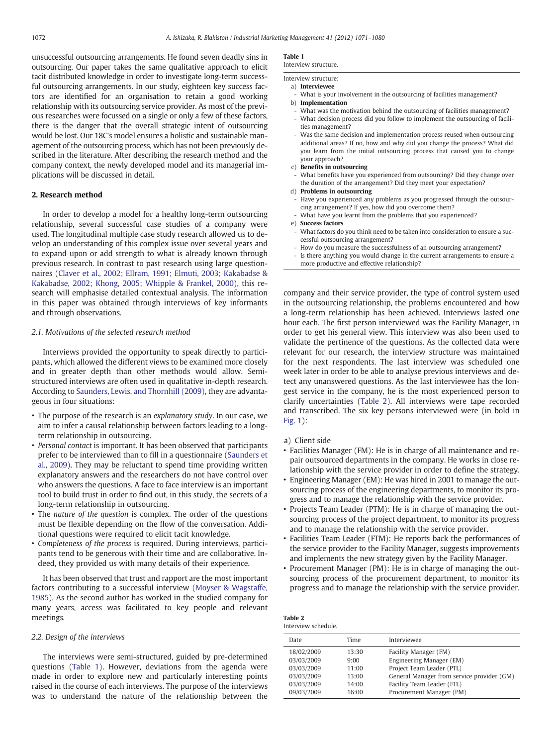unsuccessful outsourcing arrangements. He found seven deadly sins in outsourcing. Our paper takes the same qualitative approach to elicit tacit distributed knowledge in order to investigate long-term successful outsourcing arrangements. In our study, eighteen key success factors are identified for an organisation to retain a good working relationship with its outsourcing service provider. As most of the previous researches were focussed on a single or only a few of these factors, there is the danger that the overall strategic intent of outsourcing would be lost. Our 18C's model ensures a holistic and sustainable management of the outsourcing process, which has not been previously described in the literature. After describing the research method and the company context, the newly developed model and its managerial implications will be discussed in detail.

## 2. Research method

In order to develop a model for a healthy long-term outsourcing relationship, several successful case studies of a company were used. The longitudinal multiple case study research allowed us to develop an understanding of this complex issue over several years and to expand upon or add strength to what is already known through previous research. In contrast to past research using large questionnaires (Claver et al., 2002; Ellram, 1991; Elmuti, 2003; Kakabadse & Kakabadse, 2002; Khong, 2005; Whipple & Frankel, 2000), this research will emphasise detailed contextual analysis. The information in this paper was obtained through interviews of key informants and through observations.

### 2.1. Motivations of the selected research method

Interviews provided the opportunity to speak directly to participants, which allowed the different views to be examined more closely and in greater depth than other methods would allow. Semi-structured interviews are often used in qualitative in-depth research. According to Saunders, Lewis, and Thornhill (2009), they are advantageous in four situations:

- The purpose of the research is an *explanatory study*. In our case, we aim to infer a causal relationship between factors leading to a long-term relationship in outsourcing.
- *Personal contact* is important. It has been observed that participants prefer to be interviewed than to fill in a questionnaire (Saunders et al., 2009). They may be reluctant to spend time providing written explanatory answers and the researchers do not have control over who answers the questions. A face to face interview is an important tool to build trust in order to find out, in this study, the secrets of a long-term relationship in outsourcing.
- The *nature of the question* is complex. The order of the questions must be flexible depending on the flow of the conversation. Additional questions were required to elicit tacit knowledge.
- *Completeness of the process* is required. During interviews, participants tend to be generous with their time and are collaborative. Indeed, they provided us with many details of their experience.

It has been observed that trust and rapport are the most important factors contributing to a successful interview (Moyser & Wagstaffe, 1985). As the second author has worked in the studied company for many years, access was facilitated to key people and relevant meetings.

### 2.2. Design of the interviews

The interviews were semi-structured, guided by pre-determined questions (Table 1). However, deviations from the agenda were made in order to explore new and particularly interesting points raised in the course of each interviews. The purpose of the interviews was to understand the nature of the relationship between the company and their service provider, the type of control system used in the outsourcing relationship, the problems encountered and how a long-term relationship has been achieved. Interviews lasted one hour each. The first person interviewed was the Facility Manager, in order to get his general view. This interview was also been used to validate the pertinence of the questions. As the collected data were relevant for our research, the interview structure was maintained for the next respondents. The last interview was scheduled one week later in order to be able to analyse previous interviews and detect any unanswered questions. As the last interviewee has the longest service in the company, he is the most experienced person to clarify uncertainties (Table 2). All interviews were tape recorded and transcribed. The six key persons interviewed were (in bold in Fig. 1):

a) Client side

- Facilities Manager (FM): He is in charge of all maintenance and repair outsourced departments in the company. He works in close relationship with the service provider in order to define the strategy.
- Engineering Manager (EM): He was hired in 2001 to manage the outsourcing process of the engineering departments, to monitor its progress and to manage the relationship with the service provider.
- Projects Team Leader (PTM): He is in charge of managing the outsourcing process of the project department, to monitor its progress and to manage the relationship with the service provider.
- Facilities Team Leader (FTM): He reports back the performances of the service provider to the Facility Manager, suggests improvements and implements the new strategy given by the Facility Manager.
- Procurement Manager (PM): He is in charge of managing the outsourcing process of the procurement department, to monitor its progress and to manage the relationship with the service provider.

**Table 1**
Interview structure.

Interview structure:

a) **Interviewee**
- What is your involvement in the outsourcing of facilities management?

b) **Implementation**
- What was the motivation behind the outsourcing of facilities management?
- What decision process did you follow to implement the outsourcing of facilities management?
- Was the same decision and implementation process reused when outsourcing additional areas? If no, how and why did you change the process? What did you learn from the initial outsourcing process that caused you to change your approach?

c) **Benefits in outsourcing**
- What benefits have you experienced from outsourcing? Did they change over the duration of the arrangement? Did they meet your expectation?

d) **Problems in outsourcing**
- Have you experienced any problems as you progressed through the outsourcing arrangement? If yes, how did you overcome them?
- What have you learnt from the problems that you experienced?

e) **Success factors**
- What factors do you think need to be taken into consideration to ensure a successful outsourcing arrangement?
- How do you measure the successfulness of an outsourcing arrangement?
- Is there anything you would change in the current arrangements to ensure a more productive and effective relationship?

**Table 2**
Interview schedule.

| Date | Time | Interviewee |
|---|---|---|
| 18/02/2009 | 13:30 | Facility Manager (FM) |
| 03/03/2009 | 9:00 | Engineering Manager (EM) |
| 03/03/2009 | 11:00 | Project Team Leader (PTL) |
| 03/03/2009 | 13:00 | General Manager from service provider (GM) |
| 03/03/2009 | 14:00 | Facility Team Leader (FTL) |
| 09/03/2009 | 16:00 | Procurement Manager (PM) |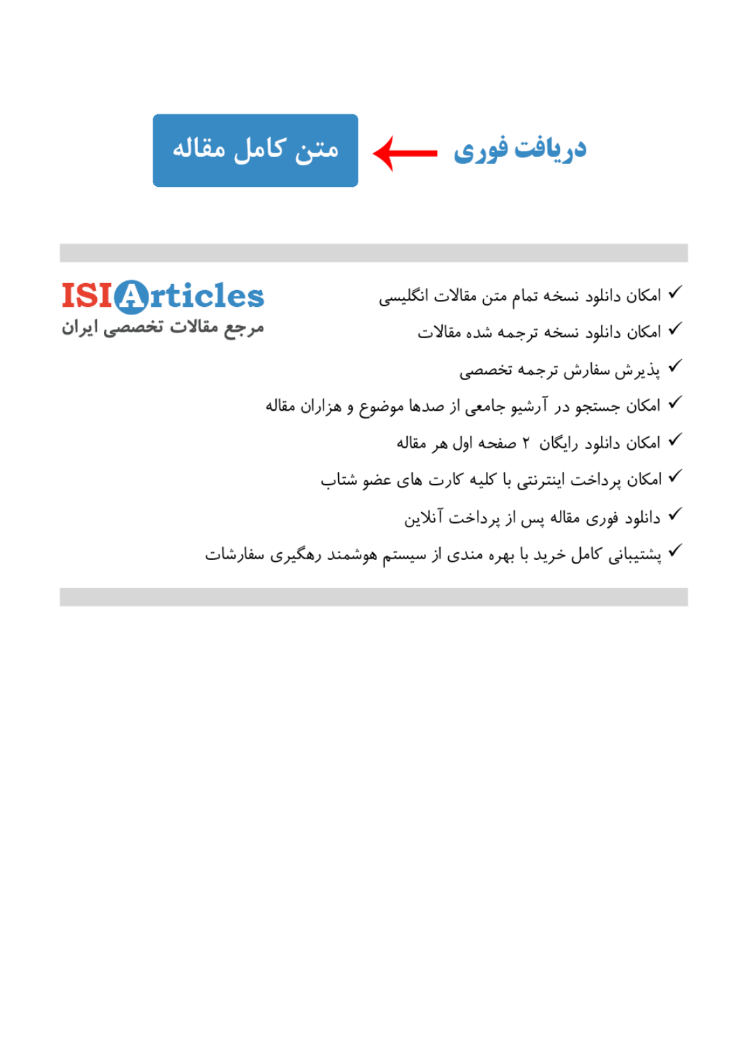دریافت فوری ← متن کامل مقاله

**ISIArticles**
مرجع مقالات تخصصی ایران

- ✓ امکان دانلود نسخه تمام متن مقالات انگلیسی
- ✓ امکان دانلود نسخه ترجمه شده مقالات
- ✓ پذیرش سفارش ترجمه تخصصی
- ✓ امکان جستجو در آرشیو جامعی از صدها موضوع و هزاران مقاله
- ✓ امکان دانلود رایگان ۲ صفحه اول هر مقاله
- ✓ امکان پرداخت اینترنتی با کلیه کارت های عضو شتاب
- ✓ دانلود فوری مقاله پس از پرداخت آنلاین
- ✓ پشتیبانی کامل خرید با بهره مندی از سیستم هوشمند رهگیری سفارشات